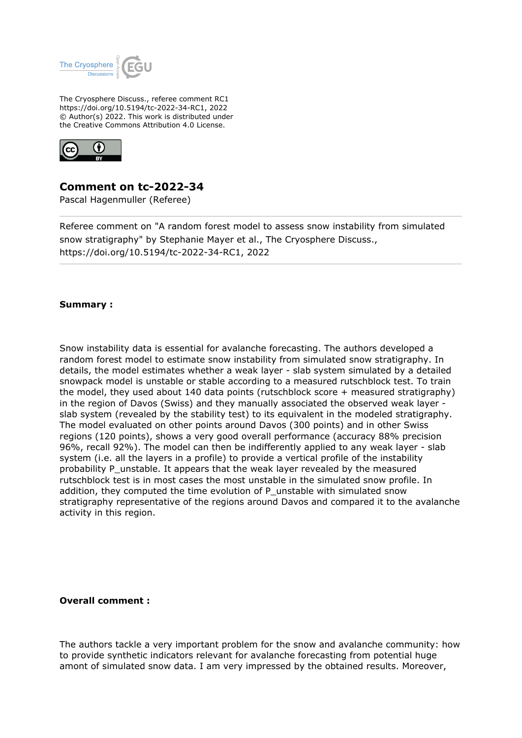The Cryosphere Discuss., referee comment RC1
https://doi.org/10.5194/tc-2022-34-RC1, 2022
© Author(s) 2022. This work is distributed under
the Creative Commons Attribution 4.0 License.

# Comment on tc-2022-34

Pascal Hagenmuller (Referee)

Referee comment on "A random forest model to assess snow instability from simulated snow stratigraphy" by Stephanie Mayer et al., The Cryosphere Discuss., https://doi.org/10.5194/tc-2022-34-RC1, 2022

**Summary :**

Snow instability data is essential for avalanche forecasting. The authors developed a random forest model to estimate snow instability from simulated snow stratigraphy. In details, the model estimates whether a weak layer - slab system simulated by a detailed snowpack model is unstable or stable according to a measured rutschblock test. To train the model, they used about 140 data points (rutschblock score + measured stratigraphy) in the region of Davos (Swiss) and they manually associated the observed weak layer - slab system (revealed by the stability test) to its equivalent in the modeled stratigraphy. The model evaluated on other points around Davos (300 points) and in other Swiss regions (120 points), shows a very good overall performance (accuracy 88% precision 96%, recall 92%). The model can then be indifferently applied to any weak layer - slab system (i.e. all the layers in a profile) to provide a vertical profile of the instability probability P_unstable. It appears that the weak layer revealed by the measured rutschblock test is in most cases the most unstable in the simulated snow profile. In addition, they computed the time evolution of P_unstable with simulated snow stratigraphy representative of the regions around Davos and compared it to the avalanche activity in this region.

**Overall comment :**

The authors tackle a very important problem for the snow and avalanche community: how to provide synthetic indicators relevant for avalanche forecasting from potential huge amont of simulated snow data. I am very impressed by the obtained results. Moreover,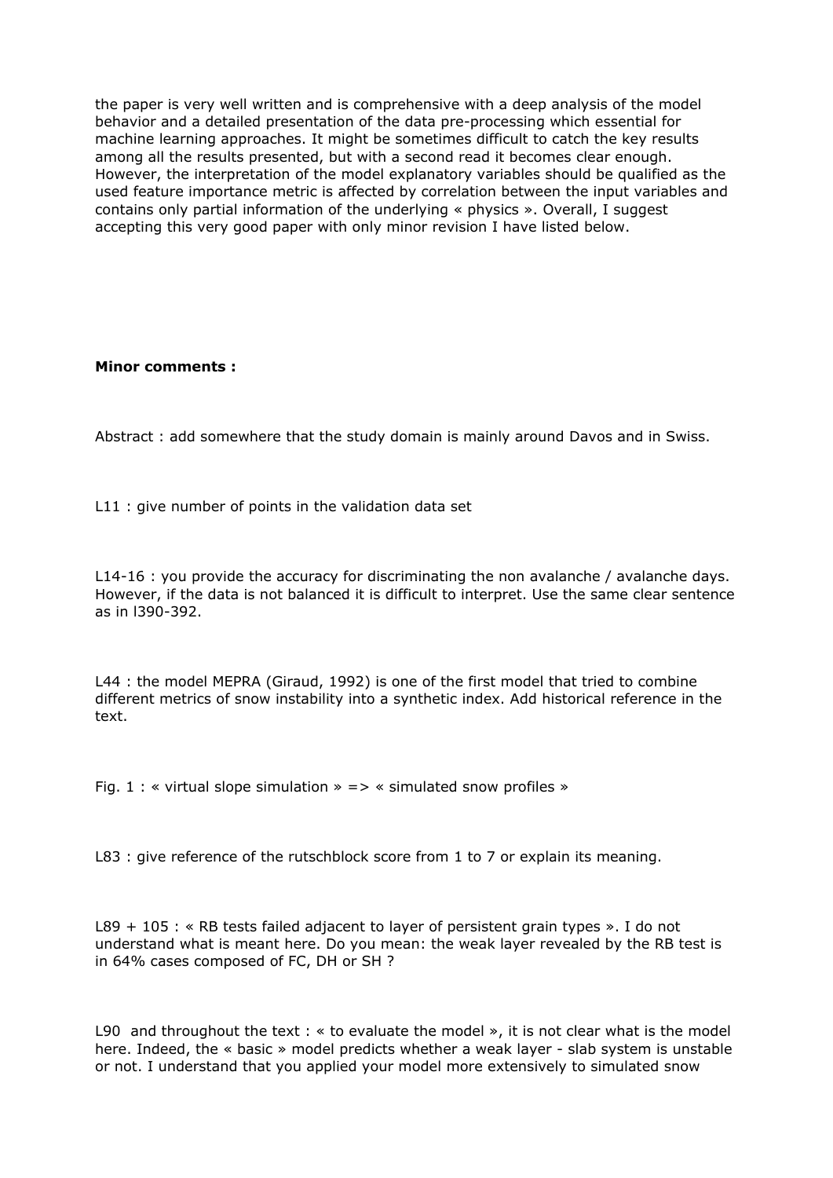the paper is very well written and is comprehensive with a deep analysis of the model behavior and a detailed presentation of the data pre-processing which essential for machine learning approaches. It might be sometimes difficult to catch the key results among all the results presented, but with a second read it becomes clear enough. However, the interpretation of the model explanatory variables should be qualified as the used feature importance metric is affected by correlation between the input variables and contains only partial information of the underlying « physics ». Overall, I suggest accepting this very good paper with only minor revision I have listed below.

**Minor comments :**

Abstract : add somewhere that the study domain is mainly around Davos and in Swiss.

L11 : give number of points in the validation data set

L14-16 : you provide the accuracy for discriminating the non avalanche / avalanche days. However, if the data is not balanced it is difficult to interpret. Use the same clear sentence as in l390-392.

L44 : the model MEPRA (Giraud, 1992) is one of the first model that tried to combine different metrics of snow instability into a synthetic index. Add historical reference in the text.

Fig. 1 : « virtual slope simulation » => « simulated snow profiles »

L83 : give reference of the rutschblock score from 1 to 7 or explain its meaning.

L89 + 105 : « RB tests failed adjacent to layer of persistent grain types ». I do not understand what is meant here. Do you mean: the weak layer revealed by the RB test is in 64% cases composed of FC, DH or SH ?

L90 and throughout the text : « to evaluate the model », it is not clear what is the model here. Indeed, the « basic » model predicts whether a weak layer - slab system is unstable or not. I understand that you applied your model more extensively to simulated snow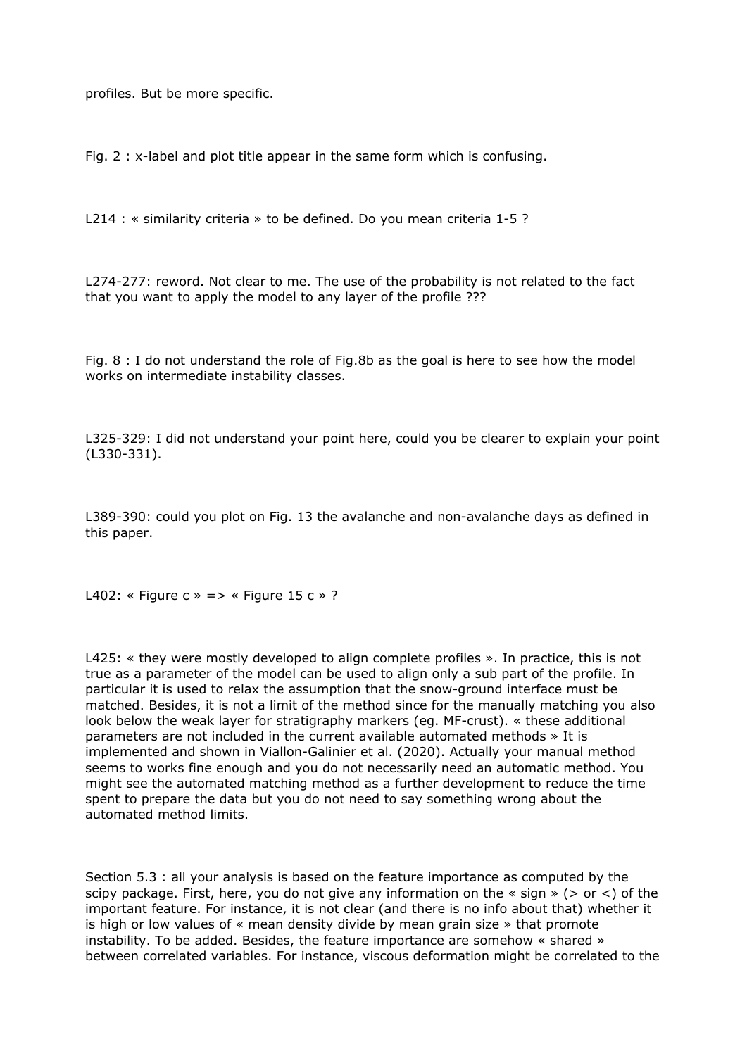profiles. But be more specific.

Fig. 2 : x-label and plot title appear in the same form which is confusing.

L214 : « similarity criteria » to be defined. Do you mean criteria 1-5 ?

L274-277: reword. Not clear to me. The use of the probability is not related to the fact that you want to apply the model to any layer of the profile ???

Fig. 8 : I do not understand the role of Fig.8b as the goal is here to see how the model works on intermediate instability classes.

L325-329: I did not understand your point here, could you be clearer to explain your point (L330-331).

L389-390: could you plot on Fig. 13 the avalanche and non-avalanche days as defined in this paper.

L402: « Figure c » => « Figure 15 c » ?

L425: « they were mostly developed to align complete profiles ». In practice, this is not true as a parameter of the model can be used to align only a sub part of the profile. In particular it is used to relax the assumption that the snow-ground interface must be matched. Besides, it is not a limit of the method since for the manually matching you also look below the weak layer for stratigraphy markers (eg. MF-crust). « these additional parameters are not included in the current available automated methods » It is implemented and shown in Viallon-Galinier et al. (2020). Actually your manual method seems to works fine enough and you do not necessarily need an automatic method. You might see the automated matching method as a further development to reduce the time spent to prepare the data but you do not need to say something wrong about the automated method limits.

Section 5.3 : all your analysis is based on the feature importance as computed by the scipy package. First, here, you do not give any information on the « sign » (> or <) of the important feature. For instance, it is not clear (and there is no info about that) whether it is high or low values of « mean density divide by mean grain size » that promote instability. To be added. Besides, the feature importance are somehow « shared » between correlated variables. For instance, viscous deformation might be correlated to the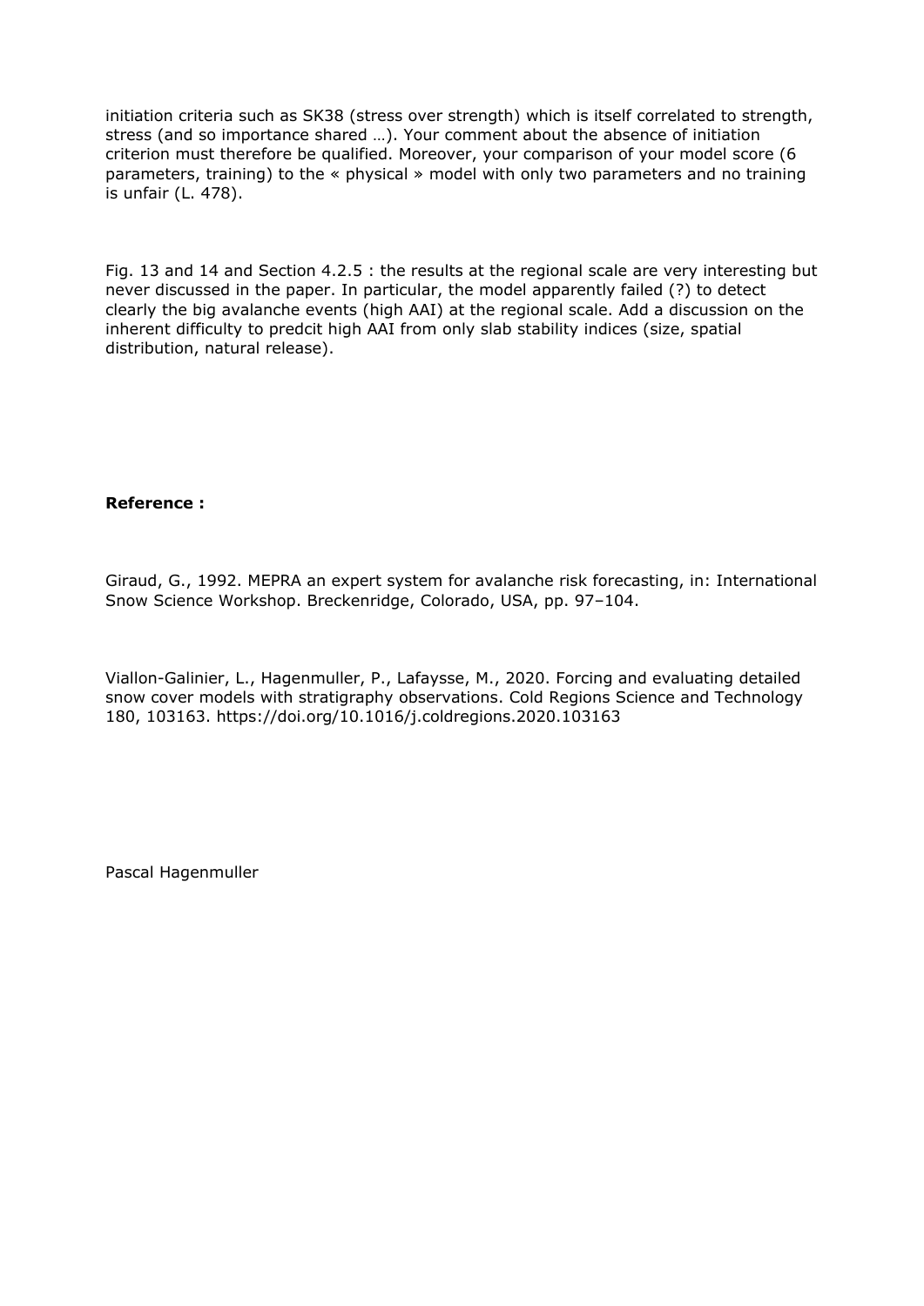initiation criteria such as SK38 (stress over strength) which is itself correlated to strength, stress (and so importance shared …). Your comment about the absence of initiation criterion must therefore be qualified. Moreover, your comparison of your model score (6 parameters, training) to the « physical » model with only two parameters and no training is unfair (L. 478).

Fig. 13 and 14 and Section 4.2.5 : the results at the regional scale are very interesting but never discussed in the paper. In particular, the model apparently failed (?) to detect clearly the big avalanche events (high AAI) at the regional scale. Add a discussion on the inherent difficulty to predcit high AAI from only slab stability indices (size, spatial distribution, natural release).

**Reference :**

Giraud, G., 1992. MEPRA an expert system for avalanche risk forecasting, in: International Snow Science Workshop. Breckenridge, Colorado, USA, pp. 97–104.

Viallon-Galinier, L., Hagenmuller, P., Lafaysse, M., 2020. Forcing and evaluating detailed snow cover models with stratigraphy observations. Cold Regions Science and Technology 180, 103163. https://doi.org/10.1016/j.coldregions.2020.103163

Pascal Hagenmuller